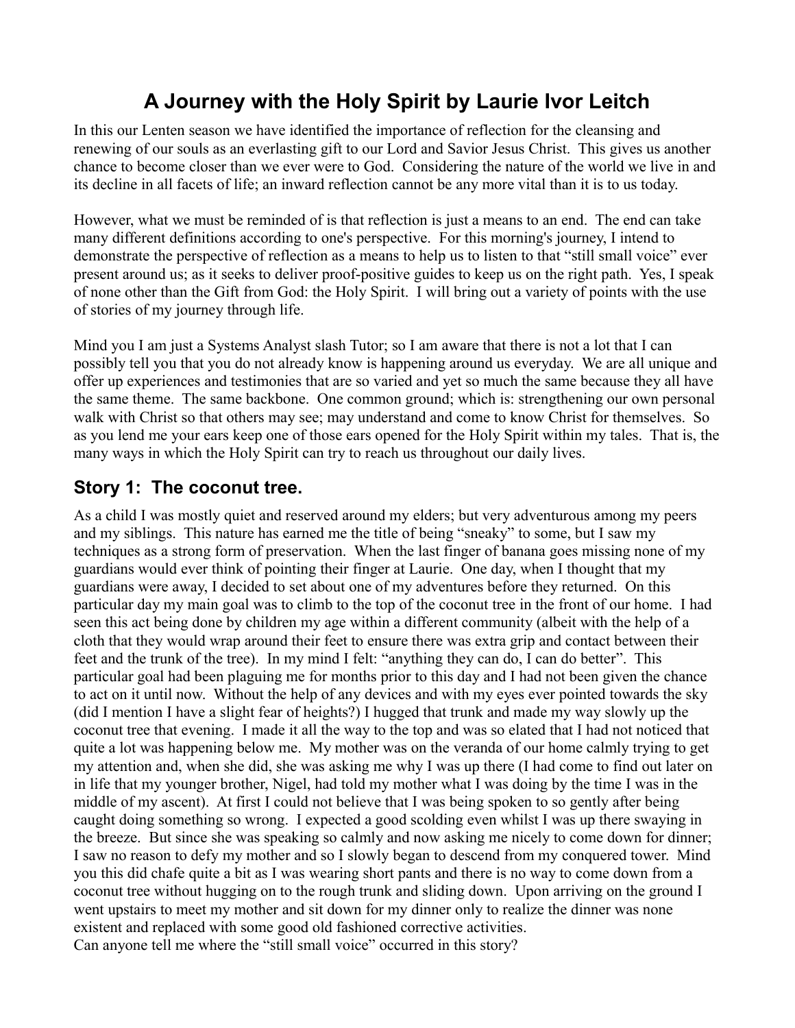# A Journey with the Holy Spirit by Laurie Ivor Leitch

In this our Lenten season we have identified the importance of reflection for the cleansing and renewing of our souls as an everlasting gift to our Lord and Savior Jesus Christ. This gives us another chance to become closer than we ever were to God. Considering the nature of the world we live in and its decline in all facets of life; an inward reflection cannot be any more vital than it is to us today.

However, what we must be reminded of is that reflection is just a means to an end. The end can take many different definitions according to one's perspective. For this morning's journey, I intend to demonstrate the perspective of reflection as a means to help us to listen to that "still small voice" ever present around us; as it seeks to deliver proof-positive guides to keep us on the right path. Yes, I speak of none other than the Gift from God: the Holy Spirit. I will bring out a variety of points with the use of stories of my journey through life.

Mind you I am just a Systems Analyst slash Tutor; so I am aware that there is not a lot that I can possibly tell you that you do not already know is happening around us everyday. We are all unique and offer up experiences and testimonies that are so varied and yet so much the same because they all have the same theme. The same backbone. One common ground; which is: strengthening our own personal walk with Christ so that others may see; may understand and come to know Christ for themselves. So as you lend me your ears keep one of those ears opened for the Holy Spirit within my tales. That is, the many ways in which the Holy Spirit can try to reach us throughout our daily lives.

## Story 1: The coconut tree.

As a child I was mostly quiet and reserved around my elders; but very adventurous among my peers and my siblings. This nature has earned me the title of being "sneaky" to some, but I saw my techniques as a strong form of preservation. When the last finger of banana goes missing none of my guardians would ever think of pointing their finger at Laurie. One day, when I thought that my guardians were away, I decided to set about one of my adventures before they returned. On this particular day my main goal was to climb to the top of the coconut tree in the front of our home. I had seen this act being done by children my age within a different community (albeit with the help of a cloth that they would wrap around their feet to ensure there was extra grip and contact between their feet and the trunk of the tree). In my mind I felt: "anything they can do, I can do better". This particular goal had been plaguing me for months prior to this day and I had not been given the chance to act on it until now. Without the help of any devices and with my eyes ever pointed towards the sky (did I mention I have a slight fear of heights?) I hugged that trunk and made my way slowly up the coconut tree that evening. I made it all the way to the top and was so elated that I had not noticed that quite a lot was happening below me. My mother was on the veranda of our home calmly trying to get my attention and, when she did, she was asking me why I was up there (I had come to find out later on in life that my younger brother, Nigel, had told my mother what I was doing by the time I was in the middle of my ascent). At first I could not believe that I was being spoken to so gently after being caught doing something so wrong. I expected a good scolding even whilst I was up there swaying in the breeze. But since she was speaking so calmly and now asking me nicely to come down for dinner; I saw no reason to defy my mother and so I slowly began to descend from my conquered tower. Mind you this did chafe quite a bit as I was wearing short pants and there is no way to come down from a coconut tree without hugging on to the rough trunk and sliding down. Upon arriving on the ground I went upstairs to meet my mother and sit down for my dinner only to realize the dinner was none existent and replaced with some good old fashioned corrective activities.
Can anyone tell me where the "still small voice" occurred in this story?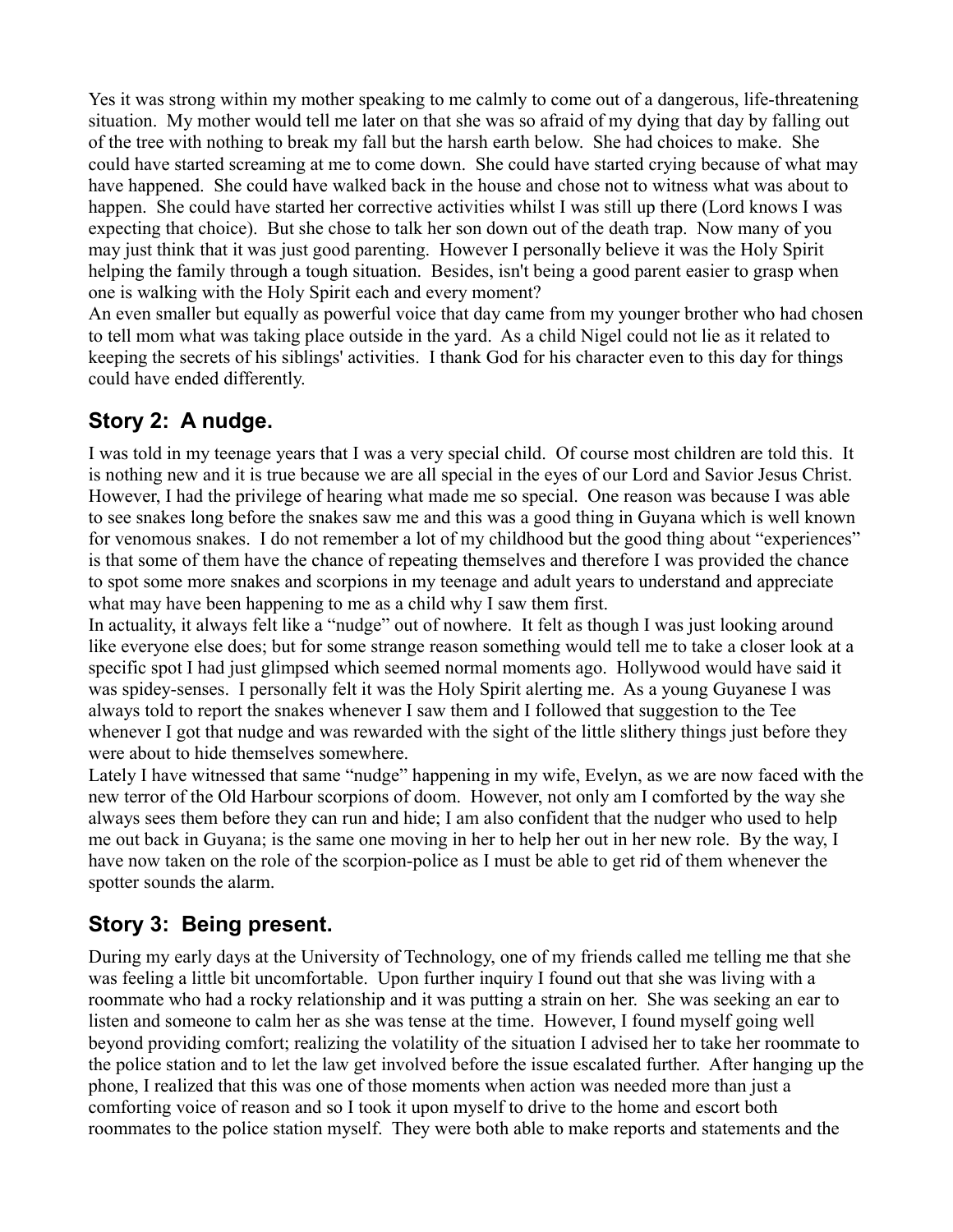Yes it was strong within my mother speaking to me calmly to come out of a dangerous, life-threatening situation. My mother would tell me later on that she was so afraid of my dying that day by falling out of the tree with nothing to break my fall but the harsh earth below. She had choices to make. She could have started screaming at me to come down. She could have started crying because of what may have happened. She could have walked back in the house and chose not to witness what was about to happen. She could have started her corrective activities whilst I was still up there (Lord knows I was expecting that choice). But she chose to talk her son down out of the death trap. Now many of you may just think that it was just good parenting. However I personally believe it was the Holy Spirit helping the family through a tough situation. Besides, isn't being a good parent easier to grasp when one is walking with the Holy Spirit each and every moment?

An even smaller but equally as powerful voice that day came from my younger brother who had chosen to tell mom what was taking place outside in the yard. As a child Nigel could not lie as it related to keeping the secrets of his siblings' activities. I thank God for his character even to this day for things could have ended differently.

## Story 2: A nudge.

I was told in my teenage years that I was a very special child. Of course most children are told this. It is nothing new and it is true because we are all special in the eyes of our Lord and Savior Jesus Christ. However, I had the privilege of hearing what made me so special. One reason was because I was able to see snakes long before the snakes saw me and this was a good thing in Guyana which is well known for venomous snakes. I do not remember a lot of my childhood but the good thing about "experiences" is that some of them have the chance of repeating themselves and therefore I was provided the chance to spot some more snakes and scorpions in my teenage and adult years to understand and appreciate what may have been happening to me as a child why I saw them first.

In actuality, it always felt like a "nudge" out of nowhere. It felt as though I was just looking around like everyone else does; but for some strange reason something would tell me to take a closer look at a specific spot I had just glimpsed which seemed normal moments ago. Hollywood would have said it was spidey-senses. I personally felt it was the Holy Spirit alerting me. As a young Guyanese I was always told to report the snakes whenever I saw them and I followed that suggestion to the Tee whenever I got that nudge and was rewarded with the sight of the little slithery things just before they were about to hide themselves somewhere.

Lately I have witnessed that same "nudge" happening in my wife, Evelyn, as we are now faced with the new terror of the Old Harbour scorpions of doom. However, not only am I comforted by the way she always sees them before they can run and hide; I am also confident that the nudger who used to help me out back in Guyana; is the same one moving in her to help her out in her new role. By the way, I have now taken on the role of the scorpion-police as I must be able to get rid of them whenever the spotter sounds the alarm.

## Story 3: Being present.

During my early days at the University of Technology, one of my friends called me telling me that she was feeling a little bit uncomfortable. Upon further inquiry I found out that she was living with a roommate who had a rocky relationship and it was putting a strain on her. She was seeking an ear to listen and someone to calm her as she was tense at the time. However, I found myself going well beyond providing comfort; realizing the volatility of the situation I advised her to take her roommate to the police station and to let the law get involved before the issue escalated further. After hanging up the phone, I realized that this was one of those moments when action was needed more than just a comforting voice of reason and so I took it upon myself to drive to the home and escort both roommates to the police station myself. They were both able to make reports and statements and the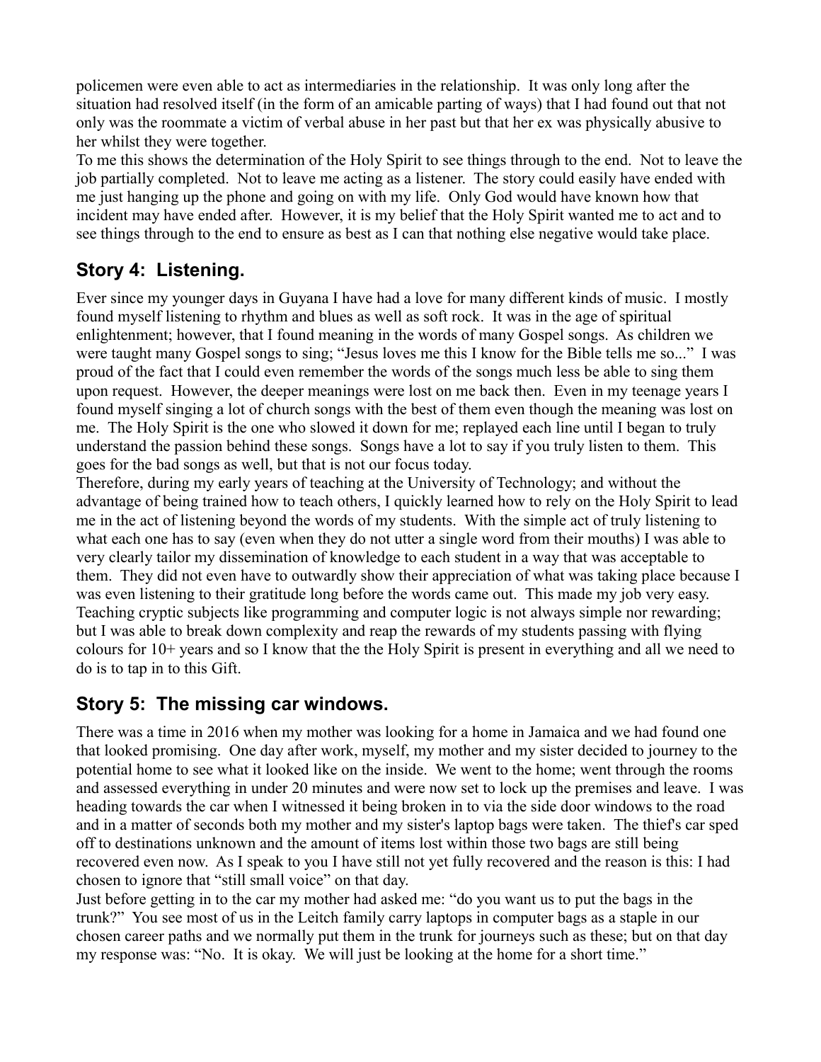policemen were even able to act as intermediaries in the relationship. It was only long after the situation had resolved itself (in the form of an amicable parting of ways) that I had found out that not only was the roommate a victim of verbal abuse in her past but that her ex was physically abusive to her whilst they were together.

To me this shows the determination of the Holy Spirit to see things through to the end. Not to leave the job partially completed. Not to leave me acting as a listener. The story could easily have ended with me just hanging up the phone and going on with my life. Only God would have known how that incident may have ended after. However, it is my belief that the Holy Spirit wanted me to act and to see things through to the end to ensure as best as I can that nothing else negative would take place.

## Story 4: Listening.

Ever since my younger days in Guyana I have had a love for many different kinds of music. I mostly found myself listening to rhythm and blues as well as soft rock. It was in the age of spiritual enlightenment; however, that I found meaning in the words of many Gospel songs. As children we were taught many Gospel songs to sing; "Jesus loves me this I know for the Bible tells me so..." I was proud of the fact that I could even remember the words of the songs much less be able to sing them upon request. However, the deeper meanings were lost on me back then. Even in my teenage years I found myself singing a lot of church songs with the best of them even though the meaning was lost on me. The Holy Spirit is the one who slowed it down for me; replayed each line until I began to truly understand the passion behind these songs. Songs have a lot to say if you truly listen to them. This goes for the bad songs as well, but that is not our focus today.

Therefore, during my early years of teaching at the University of Technology; and without the advantage of being trained how to teach others, I quickly learned how to rely on the Holy Spirit to lead me in the act of listening beyond the words of my students. With the simple act of truly listening to what each one has to say (even when they do not utter a single word from their mouths) I was able to very clearly tailor my dissemination of knowledge to each student in a way that was acceptable to them. They did not even have to outwardly show their appreciation of what was taking place because I was even listening to their gratitude long before the words came out. This made my job very easy. Teaching cryptic subjects like programming and computer logic is not always simple nor rewarding; but I was able to break down complexity and reap the rewards of my students passing with flying colours for 10+ years and so I know that the the Holy Spirit is present in everything and all we need to do is to tap in to this Gift.

## Story 5: The missing car windows.

There was a time in 2016 when my mother was looking for a home in Jamaica and we had found one that looked promising. One day after work, myself, my mother and my sister decided to journey to the potential home to see what it looked like on the inside. We went to the home; went through the rooms and assessed everything in under 20 minutes and were now set to lock up the premises and leave. I was heading towards the car when I witnessed it being broken in to via the side door windows to the road and in a matter of seconds both my mother and my sister's laptop bags were taken. The thief's car sped off to destinations unknown and the amount of items lost within those two bags are still being recovered even now. As I speak to you I have still not yet fully recovered and the reason is this: I had chosen to ignore that "still small voice" on that day.

Just before getting in to the car my mother had asked me: "do you want us to put the bags in the trunk?" You see most of us in the Leitch family carry laptops in computer bags as a staple in our chosen career paths and we normally put them in the trunk for journeys such as these; but on that day my response was: "No. It is okay. We will just be looking at the home for a short time."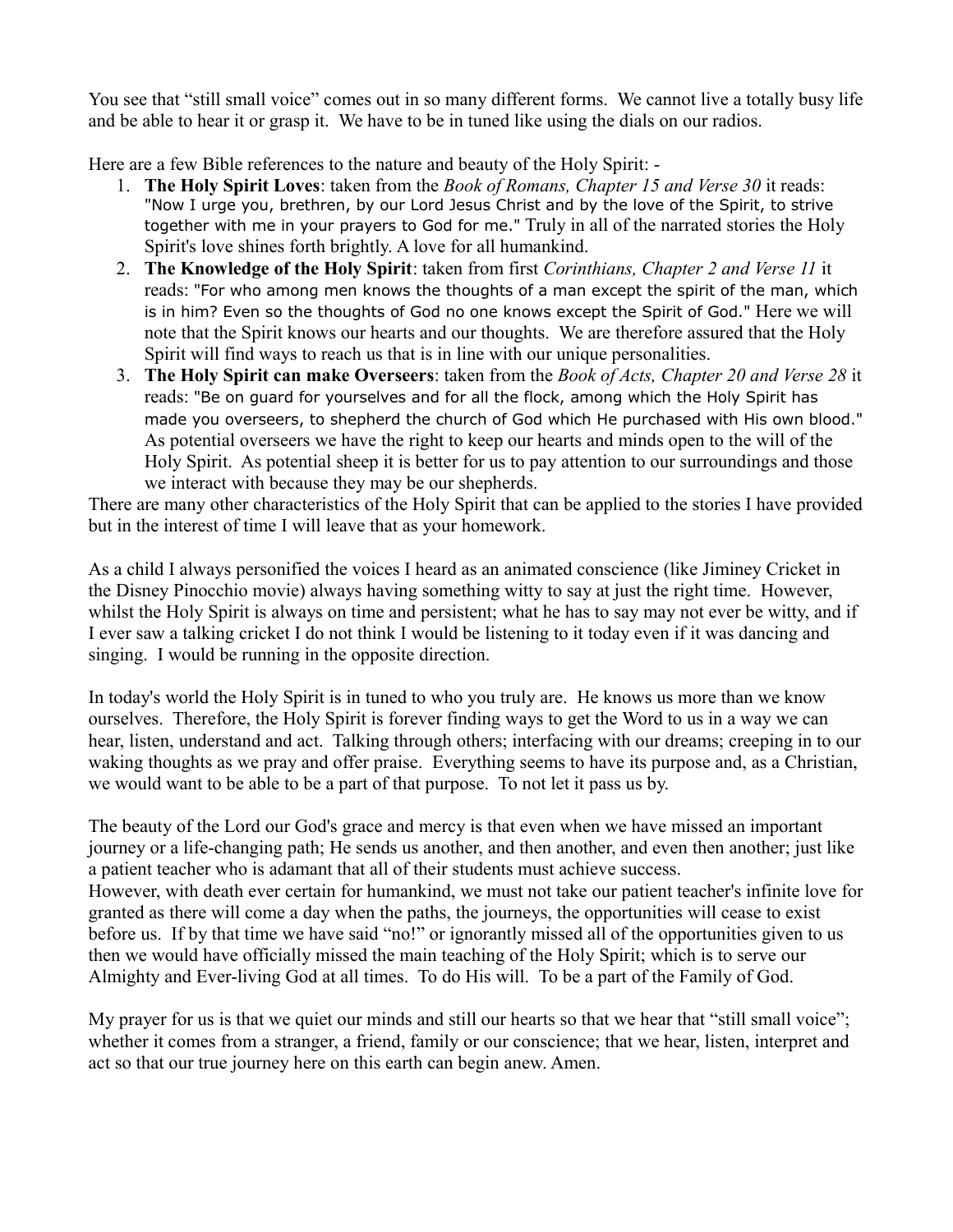You see that "still small voice" comes out in so many different forms. We cannot live a totally busy life and be able to hear it or grasp it. We have to be in tuned like using the dials on our radios.

Here are a few Bible references to the nature and beauty of the Holy Spirit: -

1. **The Holy Spirit Loves**: taken from the *Book of Romans, Chapter 15 and Verse 30* it reads: "Now I urge you, brethren, by our Lord Jesus Christ and by the love of the Spirit, to strive together with me in your prayers to God for me." Truly in all of the narrated stories the Holy Spirit's love shines forth brightly. A love for all humankind.
2. **The Knowledge of the Holy Spirit**: taken from first *Corinthians, Chapter 2 and Verse 11* it reads: "For who among men knows the thoughts of a man except the spirit of the man, which is in him? Even so the thoughts of God no one knows except the Spirit of God." Here we will note that the Spirit knows our hearts and our thoughts. We are therefore assured that the Holy Spirit will find ways to reach us that is in line with our unique personalities.
3. **The Holy Spirit can make Overseers**: taken from the *Book of Acts, Chapter 20 and Verse 28* it reads: "Be on guard for yourselves and for all the flock, among which the Holy Spirit has made you overseers, to shepherd the church of God which He purchased with His own blood." As potential overseers we have the right to keep our hearts and minds open to the will of the Holy Spirit. As potential sheep it is better for us to pay attention to our surroundings and those we interact with because they may be our shepherds.

There are many other characteristics of the Holy Spirit that can be applied to the stories I have provided but in the interest of time I will leave that as your homework.

As a child I always personified the voices I heard as an animated conscience (like Jiminey Cricket in the Disney Pinocchio movie) always having something witty to say at just the right time. However, whilst the Holy Spirit is always on time and persistent; what he has to say may not ever be witty, and if I ever saw a talking cricket I do not think I would be listening to it today even if it was dancing and singing. I would be running in the opposite direction.

In today's world the Holy Spirit is in tuned to who you truly are. He knows us more than we know ourselves. Therefore, the Holy Spirit is forever finding ways to get the Word to us in a way we can hear, listen, understand and act. Talking through others; interfacing with our dreams; creeping in to our waking thoughts as we pray and offer praise. Everything seems to have its purpose and, as a Christian, we would want to be able to be a part of that purpose. To not let it pass us by.

The beauty of the Lord our God's grace and mercy is that even when we have missed an important journey or a life-changing path; He sends us another, and then another, and even then another; just like a patient teacher who is adamant that all of their students must achieve success.
However, with death ever certain for humankind, we must not take our patient teacher's infinite love for granted as there will come a day when the paths, the journeys, the opportunities will cease to exist before us. If by that time we have said "no!" or ignorantly missed all of the opportunities given to us then we would have officially missed the main teaching of the Holy Spirit; which is to serve our Almighty and Ever-living God at all times. To do His will. To be a part of the Family of God.

My prayer for us is that we quiet our minds and still our hearts so that we hear that "still small voice"; whether it comes from a stranger, a friend, family or our conscience; that we hear, listen, interpret and act so that our true journey here on this earth can begin anew. Amen.